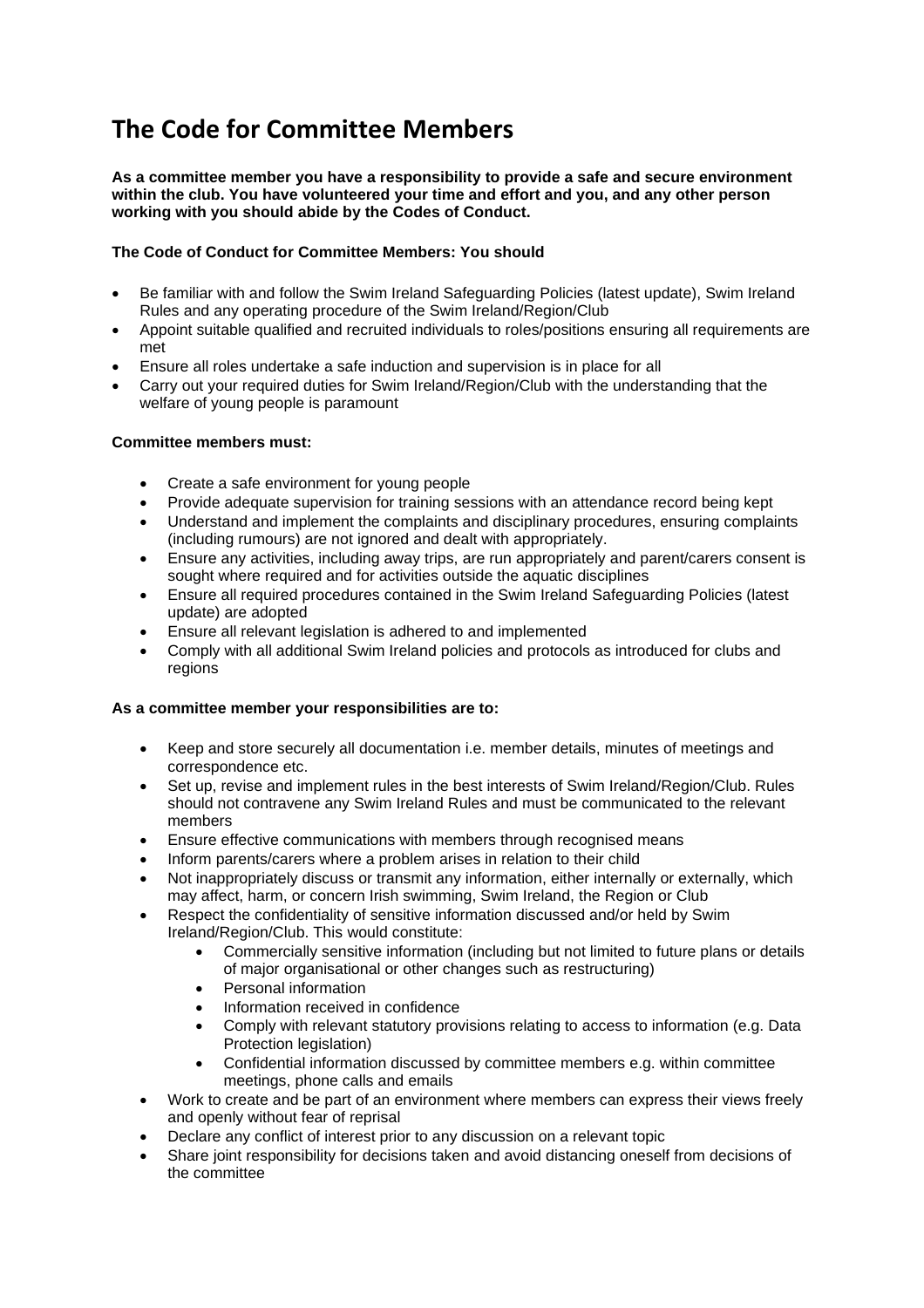# The Code for Committee Members

**As a committee member you have a responsibility to provide a safe and secure environment within the club. You have volunteered your time and effort and you, and any other person working with you should abide by the Codes of Conduct.**

**The Code of Conduct for Committee Members: You should**

- Be familiar with and follow the Swim Ireland Safeguarding Policies (latest update), Swim Ireland Rules and any operating procedure of the Swim Ireland/Region/Club
- Appoint suitable qualified and recruited individuals to roles/positions ensuring all requirements are met
- Ensure all roles undertake a safe induction and supervision is in place for all
- Carry out your required duties for Swim Ireland/Region/Club with the understanding that the welfare of young people is paramount

**Committee members must:**

- Create a safe environment for young people
- Provide adequate supervision for training sessions with an attendance record being kept
- Understand and implement the complaints and disciplinary procedures, ensuring complaints (including rumours) are not ignored and dealt with appropriately.
- Ensure any activities, including away trips, are run appropriately and parent/carers consent is sought where required and for activities outside the aquatic disciplines
- Ensure all required procedures contained in the Swim Ireland Safeguarding Policies (latest update) are adopted
- Ensure all relevant legislation is adhered to and implemented
- Comply with all additional Swim Ireland policies and protocols as introduced for clubs and regions

**As a committee member your responsibilities are to:**

- Keep and store securely all documentation i.e. member details, minutes of meetings and correspondence etc.
- Set up, revise and implement rules in the best interests of Swim Ireland/Region/Club. Rules should not contravene any Swim Ireland Rules and must be communicated to the relevant members
- Ensure effective communications with members through recognised means
- Inform parents/carers where a problem arises in relation to their child
- Not inappropriately discuss or transmit any information, either internally or externally, which may affect, harm, or concern Irish swimming, Swim Ireland, the Region or Club
- Respect the confidentiality of sensitive information discussed and/or held by Swim Ireland/Region/Club. This would constitute:
  - Commercially sensitive information (including but not limited to future plans or details of major organisational or other changes such as restructuring)
  - Personal information
  - Information received in confidence
  - Comply with relevant statutory provisions relating to access to information (e.g. Data Protection legislation)
  - Confidential information discussed by committee members e.g. within committee meetings, phone calls and emails
- Work to create and be part of an environment where members can express their views freely and openly without fear of reprisal
- Declare any conflict of interest prior to any discussion on a relevant topic
- Share joint responsibility for decisions taken and avoid distancing oneself from decisions of the committee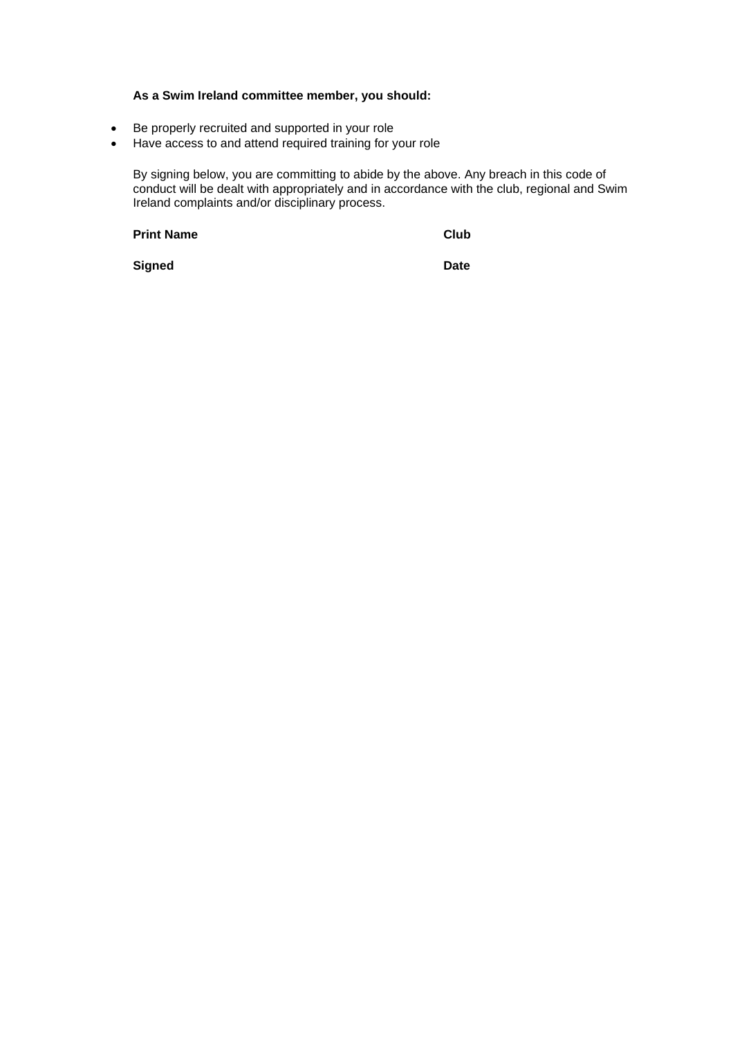**As a Swim Ireland committee member, you should:**

- Be properly recruited and supported in your role
- Have access to and attend required training for your role

By signing below, you are committing to abide by the above. Any breach in this code of conduct will be dealt with appropriately and in accordance with the club, regional and Swim Ireland complaints and/or disciplinary process.

| | |
|---|---|
| **Print Name** | **Club** |
| **Signed** | **Date** |